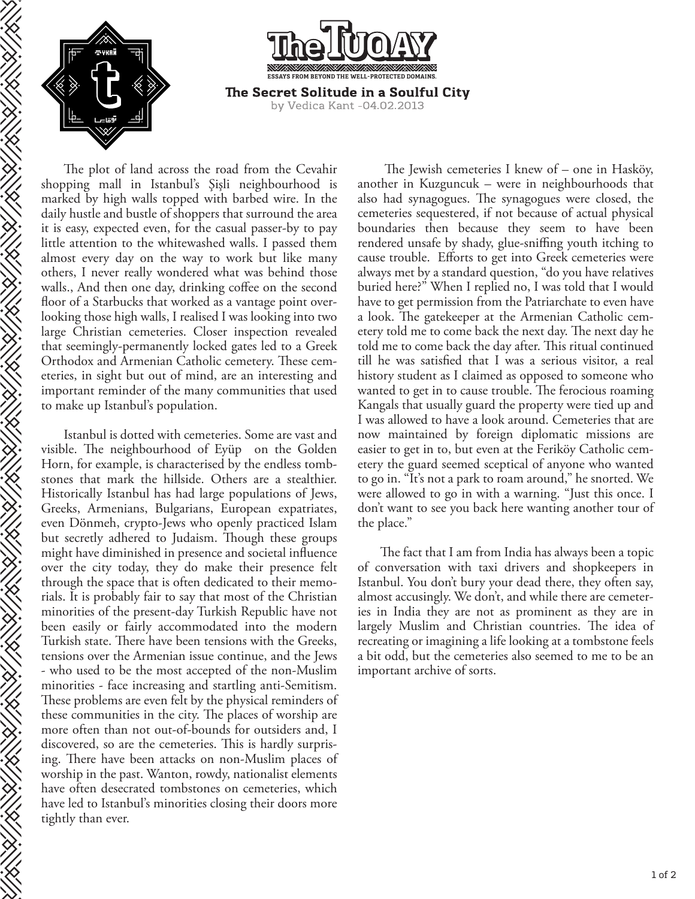# The Secret Solitude in a Soulful City

by Vedica Kant -04.02.2013

The plot of land across the road from the Cevahir shopping mall in Istanbul's Şişli neighbourhood is marked by high walls topped with barbed wire. In the daily hustle and bustle of shoppers that surround the area it is easy, expected even, for the casual passer-by to pay little attention to the whitewashed walls. I passed them almost every day on the way to work but like many others, I never really wondered what was behind those walls., And then one day, drinking coffee on the second floor of a Starbucks that worked as a vantage point overlooking those high walls, I realised I was looking into two large Christian cemeteries. Closer inspection revealed that seemingly-permanently locked gates led to a Greek Orthodox and Armenian Catholic cemetery. These cemeteries, in sight but out of mind, are an interesting and important reminder of the many communities that used to make up Istanbul's population.

Istanbul is dotted with cemeteries. Some are vast and visible. The neighbourhood of Eyüp on the Golden Horn, for example, is characterised by the endless tombstones that mark the hillside. Others are a stealthier. Historically Istanbul has had large populations of Jews, Greeks, Armenians, Bulgarians, European expatriates, even Dönmeh, crypto-Jews who openly practiced Islam but secretly adhered to Judaism. Though these groups might have diminished in presence and societal influence over the city today, they do make their presence felt through the space that is often dedicated to their memorials. It is probably fair to say that most of the Christian minorities of the present-day Turkish Republic have not been easily or fairly accommodated into the modern Turkish state. There have been tensions with the Greeks, tensions over the Armenian issue continue, and the Jews - who used to be the most accepted of the non-Muslim minorities - face increasing and startling anti-Semitism. These problems are even felt by the physical reminders of these communities in the city. The places of worship are more often than not out-of-bounds for outsiders and, I discovered, so are the cemeteries. This is hardly surprising. There have been attacks on non-Muslim places of worship in the past. Wanton, rowdy, nationalist elements have often desecrated tombstones on cemeteries, which have led to Istanbul's minorities closing their doors more tightly than ever.

The Jewish cemeteries I knew of – one in Hasköy, another in Kuzguncuk – were in neighbourhoods that also had synagogues. The synagogues were closed, the cemeteries sequestered, if not because of actual physical boundaries then because they seem to have been rendered unsafe by shady, glue-sniffing youth itching to cause trouble. Efforts to get into Greek cemeteries were always met by a standard question, "do you have relatives buried here?" When I replied no, I was told that I would have to get permission from the Patriarchate to even have a look. The gatekeeper at the Armenian Catholic cemetery told me to come back the next day. The next day he told me to come back the day after. This ritual continued till he was satisfied that I was a serious visitor, a real history student as I claimed as opposed to someone who wanted to get in to cause trouble. The ferocious roaming Kangals that usually guard the property were tied up and I was allowed to have a look around. Cemeteries that are now maintained by foreign diplomatic missions are easier to get in to, but even at the Feriköy Catholic cemetery the guard seemed sceptical of anyone who wanted to go in. "It's not a park to roam around," he snorted. We were allowed to go in with a warning. "Just this once. I don't want to see you back here wanting another tour of the place."

The fact that I am from India has always been a topic of conversation with taxi drivers and shopkeepers in Istanbul. You don't bury your dead there, they often say, almost accusingly. We don't, and while there are cemeteries in India they are not as prominent as they are in largely Muslim and Christian countries. The idea of recreating or imagining a life looking at a tombstone feels a bit odd, but the cemeteries also seemed to me to be an important archive of sorts.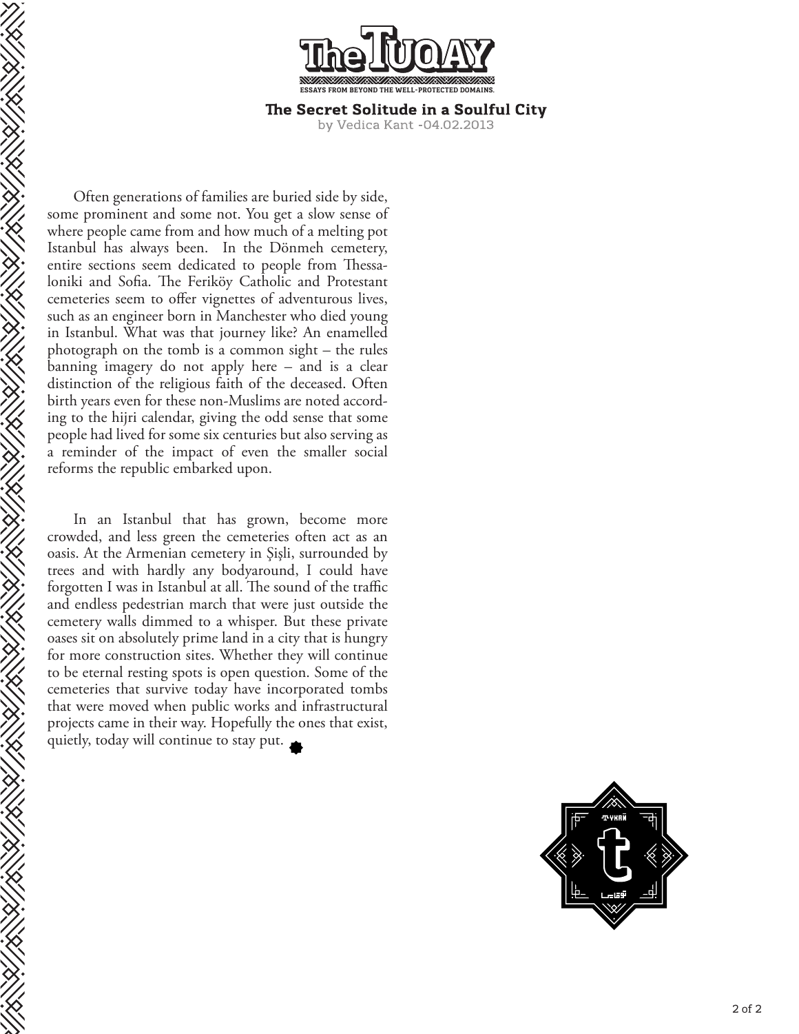Often generations of families are buried side by side, some prominent and some not. You get a slow sense of where people came from and how much of a melting pot Istanbul has always been. In the Dönmeh cemetery, entire sections seem dedicated to people from Thessaloniki and Sofia. The Feriköy Catholic and Protestant cemeteries seem to offer vignettes of adventurous lives, such as an engineer born in Manchester who died young in Istanbul. What was that journey like? An enamelled photograph on the tomb is a common sight – the rules banning imagery do not apply here – and is a clear distinction of the religious faith of the deceased. Often birth years even for these non-Muslims are noted according to the hijri calendar, giving the odd sense that some people had lived for some six centuries but also serving as a reminder of the impact of even the smaller social reforms the republic embarked upon.

In an Istanbul that has grown, become more crowded, and less green the cemeteries often act as an oasis. At the Armenian cemetery in Şişli, surrounded by trees and with hardly any bodyaround, I could have forgotten I was in Istanbul at all. The sound of the traffic and endless pedestrian march that were just outside the cemetery walls dimmed to a whisper. But these private oases sit on absolutely prime land in a city that is hungry for more construction sites. Whether they will continue to be eternal resting spots is open question. Some of the cemeteries that survive today have incorporated tombs that were moved when public works and infrastructural projects came in their way. Hopefully the ones that exist, quietly, today will continue to stay put.